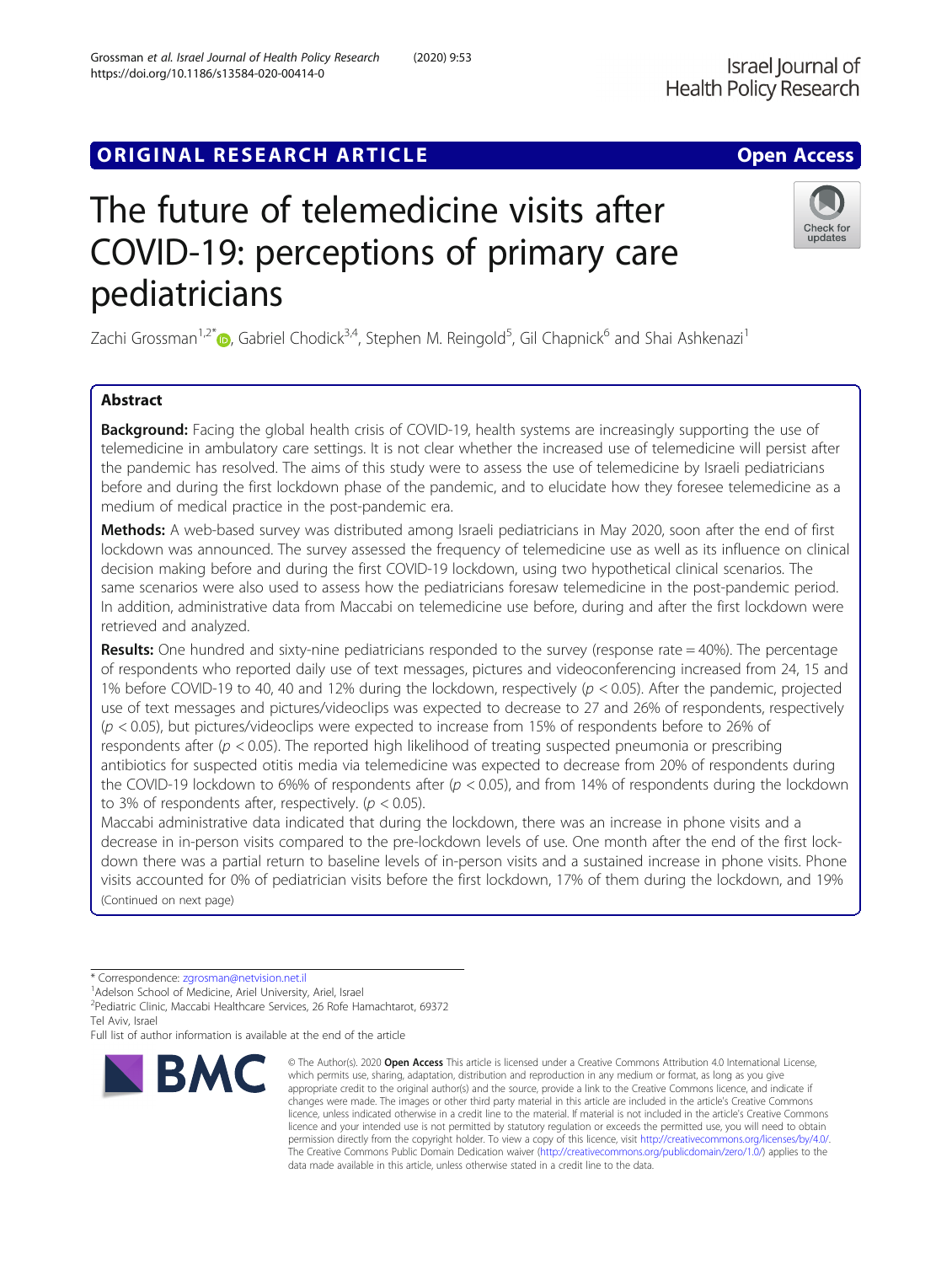ORIGINAL RESEARCH ARTICLE

Open Access

# The future of telemedicine visits after COVID-19: perceptions of primary care pediatricians

Zachi Grossman[1,2*], Gabriel Chodick[3,4], Stephen M. Reingold[5], Gil Chapnick[6] and Shai Ashkenazi[1]

## Abstract

**Background:** Facing the global health crisis of COVID-19, health systems are increasingly supporting the use of telemedicine in ambulatory care settings. It is not clear whether the increased use of telemedicine will persist after the pandemic has resolved. The aims of this study were to assess the use of telemedicine by Israeli pediatricians before and during the first lockdown phase of the pandemic, and to elucidate how they foresee telemedicine as a medium of medical practice in the post-pandemic era.

**Methods:** A web-based survey was distributed among Israeli pediatricians in May 2020, soon after the end of first lockdown was announced. The survey assessed the frequency of telemedicine use as well as its influence on clinical decision making before and during the first COVID-19 lockdown, using two hypothetical clinical scenarios. The same scenarios were also used to assess how the pediatricians foresaw telemedicine in the post-pandemic period. In addition, administrative data from Maccabi on telemedicine use before, during and after the first lockdown were retrieved and analyzed.

**Results:** One hundred and sixty-nine pediatricians responded to the survey (response rate = 40%). The percentage of respondents who reported daily use of text messages, pictures and videoconferencing increased from 24, 15 and 1% before COVID-19 to 40, 40 and 12% during the lockdown, respectively ($p < 0.05$). After the pandemic, projected use of text messages and pictures/videoclips was expected to decrease to 27 and 26% of respondents, respectively ($p < 0.05$), but pictures/videoclips were expected to increase from 15% of respondents before to 26% of respondents after ($p < 0.05$). The reported high likelihood of treating suspected pneumonia or prescribing antibiotics for suspected otitis media via telemedicine was expected to decrease from 20% of respondents during the COVID-19 lockdown to 6%% of respondents after ($p < 0.05$), and from 14% of respondents during the lockdown to 3% of respondents after, respectively. ($p < 0.05$).

Maccabi administrative data indicated that during the lockdown, there was an increase in phone visits and a decrease in in-person visits compared to the pre-lockdown levels of use. One month after the end of the first lockdown there was a partial return to baseline levels of in-person visits and a sustained increase in phone visits. Phone visits accounted for 0% of pediatrician visits before the first lockdown, 17% of them during the lockdown, and 19%

(Continued on next page)

\* Correspondence: zgrosman@netvision.net.il

[1]Adelson School of Medicine, Ariel University, Ariel, Israel

[2]Pediatric Clinic, Maccabi Healthcare Services, 26 Rofe Hamachtarot, 69372 Tel Aviv, Israel

Full list of author information is available at the end of the article

© The Author(s). 2020 **Open Access** This article is licensed under a Creative Commons Attribution 4.0 International License, which permits use, sharing, adaptation, distribution and reproduction in any medium or format, as long as you give appropriate credit to the original author(s) and the source, provide a link to the Creative Commons licence, and indicate if changes were made. The images or other third party material in this article are included in the article's Creative Commons licence, unless indicated otherwise in a credit line to the material. If material is not included in the article's Creative Commons licence and your intended use is not permitted by statutory regulation or exceeds the permitted use, you will need to obtain permission directly from the copyright holder. To view a copy of this licence, visit http://creativecommons.org/licenses/by/4.0/. The Creative Commons Public Domain Dedication waiver (http://creativecommons.org/publicdomain/zero/1.0/) applies to the data made available in this article, unless otherwise stated in a credit line to the data.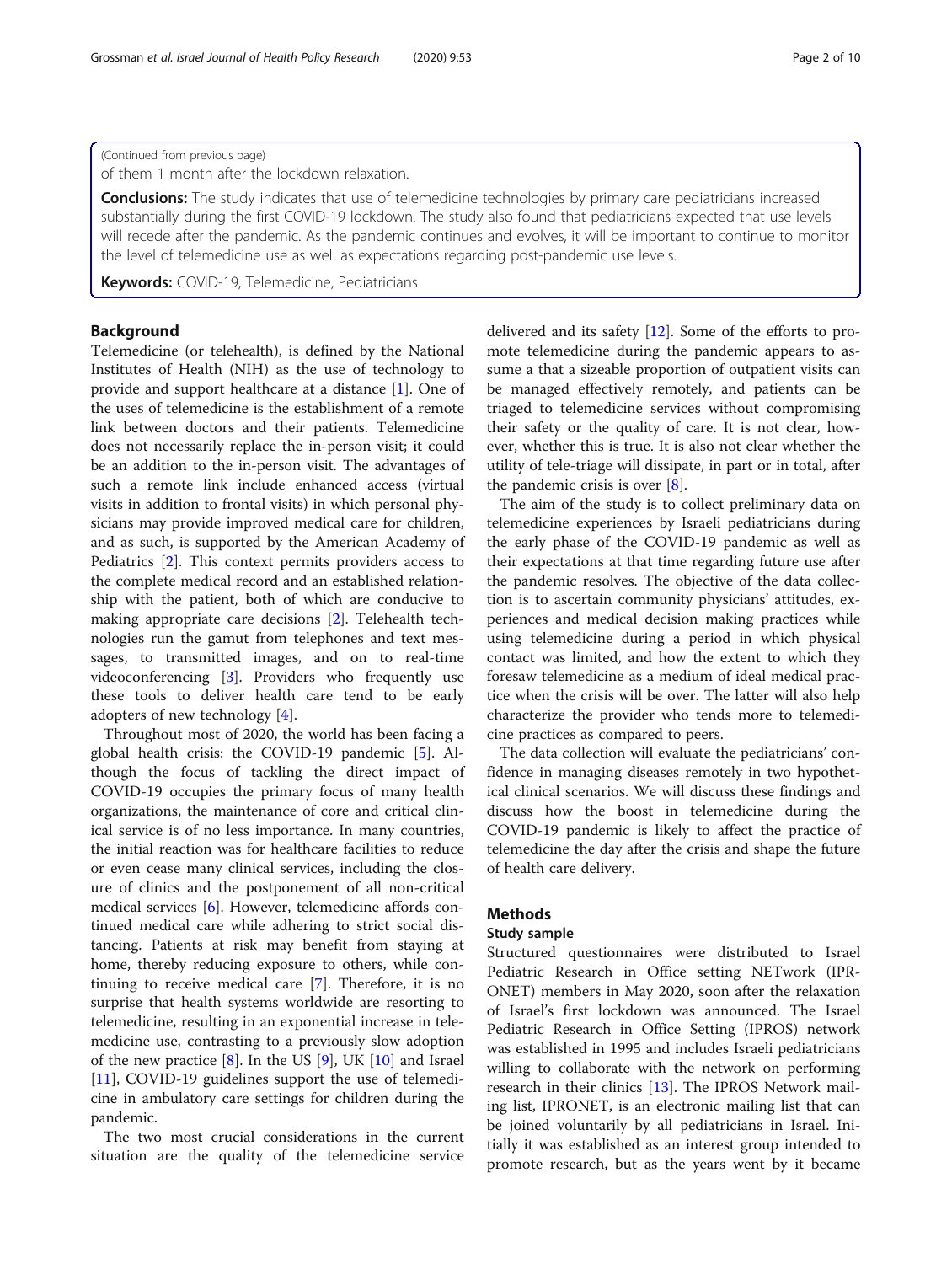(Continued from previous page)

of them 1 month after the lockdown relaxation.

**Conclusions:** The study indicates that use of telemedicine technologies by primary care pediatricians increased substantially during the first COVID-19 lockdown. The study also found that pediatricians expected that use levels will recede after the pandemic. As the pandemic continues and evolves, it will be important to continue to monitor the level of telemedicine use as well as expectations regarding post-pandemic use levels.

**Keywords:** COVID-19, Telemedicine, Pediatricians

## Background

Telemedicine (or telehealth), is defined by the National Institutes of Health (NIH) as the use of technology to provide and support healthcare at a distance [1]. One of the uses of telemedicine is the establishment of a remote link between doctors and their patients. Telemedicine does not necessarily replace the in-person visit; it could be an addition to the in-person visit. The advantages of such a remote link include enhanced access (virtual visits in addition to frontal visits) in which personal physicians may provide improved medical care for children, and as such, is supported by the American Academy of Pediatrics [2]. This context permits providers access to the complete medical record and an established relationship with the patient, both of which are conducive to making appropriate care decisions [2]. Telehealth technologies run the gamut from telephones and text messages, to transmitted images, and on to real-time videoconferencing [3]. Providers who frequently use these tools to deliver health care tend to be early adopters of new technology [4].

Throughout most of 2020, the world has been facing a global health crisis: the COVID-19 pandemic [5]. Although the focus of tackling the direct impact of COVID-19 occupies the primary focus of many health organizations, the maintenance of core and critical clinical service is of no less importance. In many countries, the initial reaction was for healthcare facilities to reduce or even cease many clinical services, including the closure of clinics and the postponement of all non-critical medical services [6]. However, telemedicine affords continued medical care while adhering to strict social distancing. Patients at risk may benefit from staying at home, thereby reducing exposure to others, while continuing to receive medical care [7]. Therefore, it is no surprise that health systems worldwide are resorting to telemedicine, resulting in an exponential increase in telemedicine use, contrasting to a previously slow adoption of the new practice [8]. In the US [9], UK [10] and Israel [11], COVID-19 guidelines support the use of telemedicine in ambulatory care settings for children during the pandemic.

The two most crucial considerations in the current situation are the quality of the telemedicine service delivered and its safety [12]. Some of the efforts to promote telemedicine during the pandemic appears to assume a that a sizeable proportion of outpatient visits can be managed effectively remotely, and patients can be triaged to telemedicine services without compromising their safety or the quality of care. It is not clear, however, whether this is true. It is also not clear whether the utility of tele-triage will dissipate, in part or in total, after the pandemic crisis is over [8].

The aim of the study is to collect preliminary data on telemedicine experiences by Israeli pediatricians during the early phase of the COVID-19 pandemic as well as their expectations at that time regarding future use after the pandemic resolves. The objective of the data collection is to ascertain community physicians' attitudes, experiences and medical decision making practices while using telemedicine during a period in which physical contact was limited, and how the extent to which they foresaw telemedicine as a medium of ideal medical practice when the crisis will be over. The latter will also help characterize the provider who tends more to telemedicine practices as compared to peers.

The data collection will evaluate the pediatricians' confidence in managing diseases remotely in two hypothetical clinical scenarios. We will discuss these findings and discuss how the boost in telemedicine during the COVID-19 pandemic is likely to affect the practice of telemedicine the day after the crisis and shape the future of health care delivery.

## Methods

### Study sample

Structured questionnaires were distributed to Israel Pediatric Research in Office setting NETwork (IPRONET) members in May 2020, soon after the relaxation of Israel's first lockdown was announced. The Israel Pediatric Research in Office Setting (IPROS) network was established in 1995 and includes Israeli pediatricians willing to collaborate with the network on performing research in their clinics [13]. The IPROS Network mailing list, IPRONET, is an electronic mailing list that can be joined voluntarily by all pediatricians in Israel. Initially it was established as an interest group intended to promote research, but as the years went by it became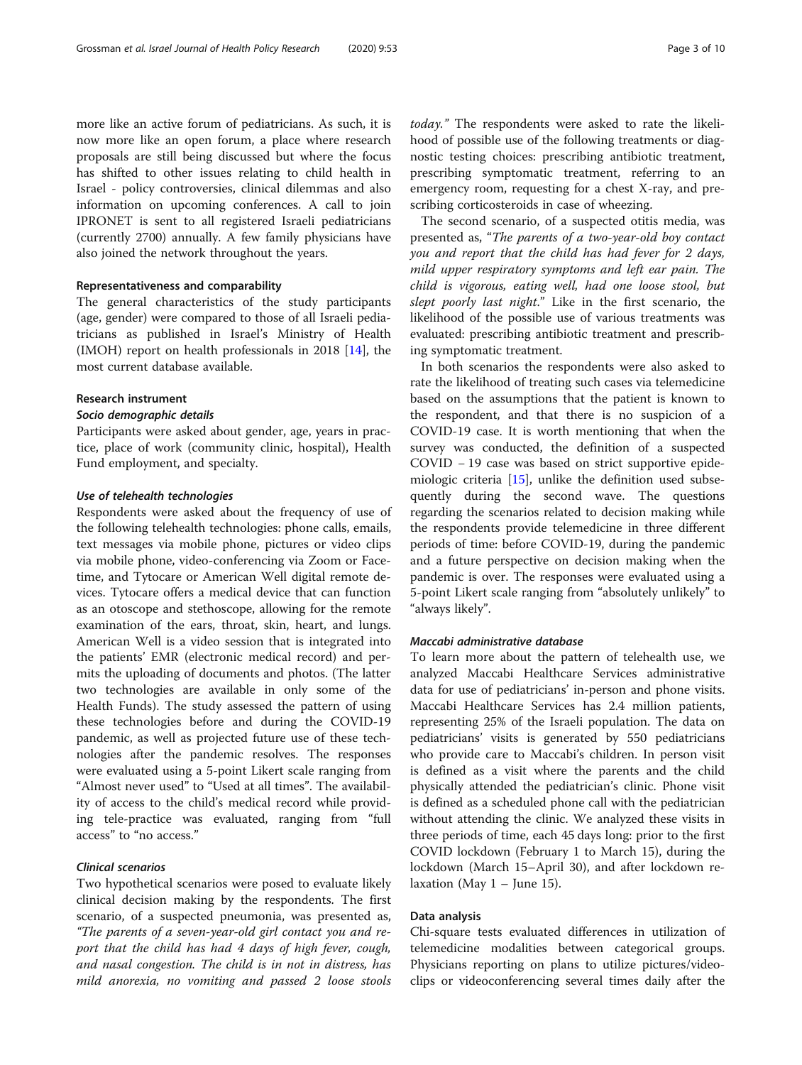more like an active forum of pediatricians. As such, it is now more like an open forum, a place where research proposals are still being discussed but where the focus has shifted to other issues relating to child health in Israel - policy controversies, clinical dilemmas and also information on upcoming conferences. A call to join IPRONET is sent to all registered Israeli pediatricians (currently 2700) annually. A few family physicians have also joined the network throughout the years.

### Representativeness and comparability

The general characteristics of the study participants (age, gender) were compared to those of all Israeli pediatricians as published in Israel's Ministry of Health (IMOH) report on health professionals in 2018 [14], the most current database available.

### Research instrument

#### *Socio demographic details*

Participants were asked about gender, age, years in practice, place of work (community clinic, hospital), Health Fund employment, and specialty.

#### *Use of telehealth technologies*

Respondents were asked about the frequency of use of the following telehealth technologies: phone calls, emails, text messages via mobile phone, pictures or video clips via mobile phone, video-conferencing via Zoom or Facetime, and Tytocare or American Well digital remote devices. Tytocare offers a medical device that can function as an otoscope and stethoscope, allowing for the remote examination of the ears, throat, skin, heart, and lungs. American Well is a video session that is integrated into the patients' EMR (electronic medical record) and permits the uploading of documents and photos. (The latter two technologies are available in only some of the Health Funds). The study assessed the pattern of using these technologies before and during the COVID-19 pandemic, as well as projected future use of these technologies after the pandemic resolves. The responses were evaluated using a 5-point Likert scale ranging from "Almost never used" to "Used at all times". The availability of access to the child's medical record while providing tele-practice was evaluated, ranging from "full access" to "no access."

#### *Clinical scenarios*

Two hypothetical scenarios were posed to evaluate likely clinical decision making by the respondents. The first scenario, of a suspected pneumonia, was presented as, *"The parents of a seven-year-old girl contact you and report that the child has had 4 days of high fever, cough, and nasal congestion. The child is in not in distress, has mild anorexia, no vomiting and passed 2 loose stools today."* The respondents were asked to rate the likelihood of possible use of the following treatments or diagnostic testing choices: prescribing antibiotic treatment, prescribing symptomatic treatment, referring to an emergency room, requesting for a chest X-ray, and prescribing corticosteroids in case of wheezing.

The second scenario, of a suspected otitis media, was presented as, *"The parents of a two-year-old boy contact you and report that the child has had fever for 2 days, mild upper respiratory symptoms and left ear pain. The child is vigorous, eating well, had one loose stool, but slept poorly last night."* Like in the first scenario, the likelihood of the possible use of various treatments was evaluated: prescribing antibiotic treatment and prescribing symptomatic treatment.

In both scenarios the respondents were also asked to rate the likelihood of treating such cases via telemedicine based on the assumptions that the patient is known to the respondent, and that there is no suspicion of a COVID-19 case. It is worth mentioning that when the survey was conducted, the definition of a suspected COVID – 19 case was based on strict supportive epidemiologic criteria [15], unlike the definition used subsequently during the second wave. The questions regarding the scenarios related to decision making while the respondents provide telemedicine in three different periods of time: before COVID-19, during the pandemic and a future perspective on decision making when the pandemic is over. The responses were evaluated using a 5-point Likert scale ranging from "absolutely unlikely" to "always likely".

#### *Maccabi administrative database*

To learn more about the pattern of telehealth use, we analyzed Maccabi Healthcare Services administrative data for use of pediatricians' in-person and phone visits. Maccabi Healthcare Services has 2.4 million patients, representing 25% of the Israeli population. The data on pediatricians' visits is generated by 550 pediatricians who provide care to Maccabi's children. In person visit is defined as a visit where the parents and the child physically attended the pediatrician's clinic. Phone visit is defined as a scheduled phone call with the pediatrician without attending the clinic. We analyzed these visits in three periods of time, each 45 days long: prior to the first COVID lockdown (February 1 to March 15), during the lockdown (March 15–April 30), and after lockdown relaxation (May 1 – June 15).

### Data analysis

Chi-square tests evaluated differences in utilization of telemedicine modalities between categorical groups. Physicians reporting on plans to utilize pictures/video-clips or videoconferencing several times daily after the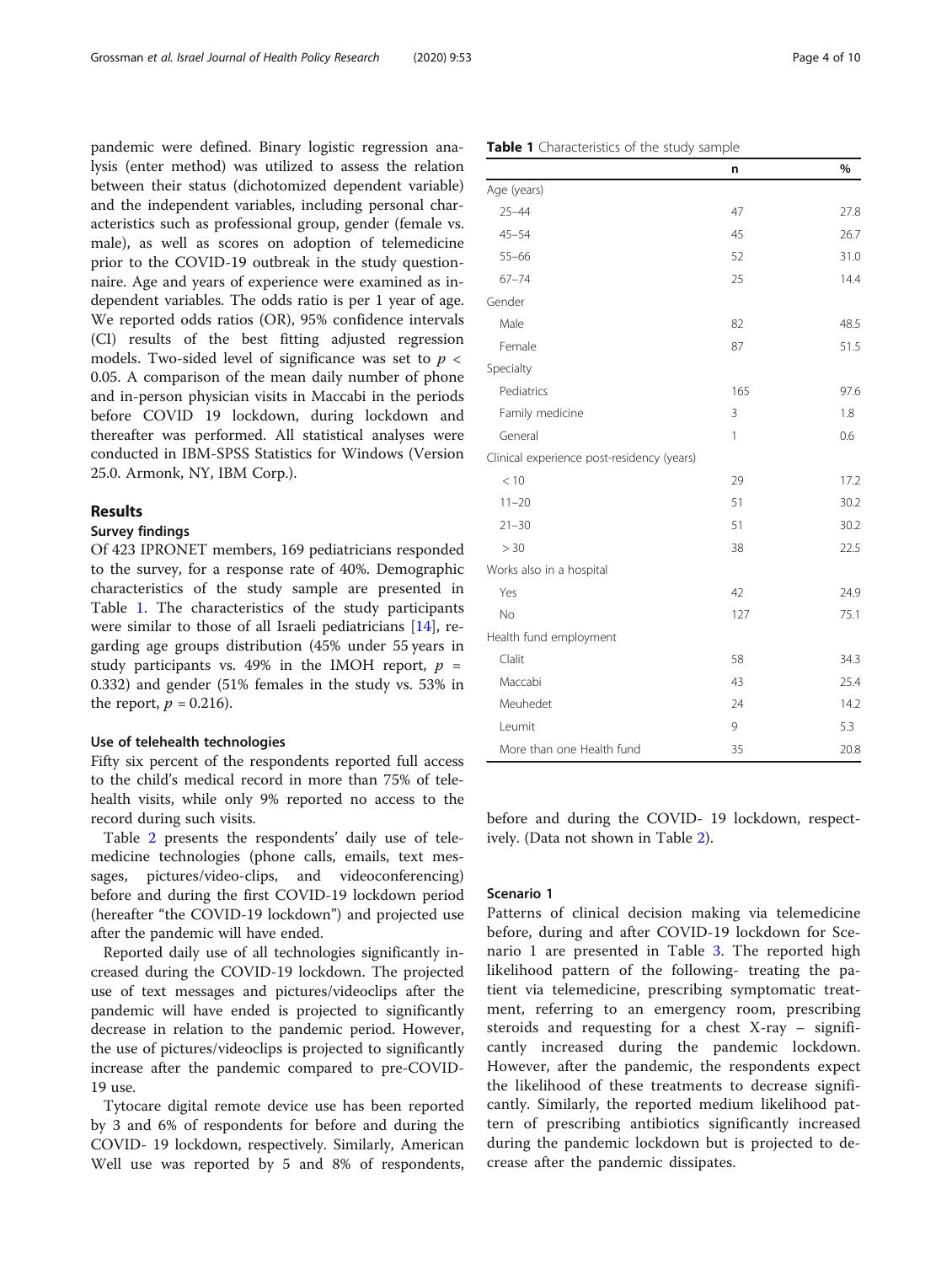pandemic were defined. Binary logistic regression analysis (enter method) was utilized to assess the relation between their status (dichotomized dependent variable) and the independent variables, including personal characteristics such as professional group, gender (female vs. male), as well as scores on adoption of telemedicine prior to the COVID-19 outbreak in the study questionnaire. Age and years of experience were examined as independent variables. The odds ratio is per 1 year of age. We reported odds ratios (OR), 95% confidence intervals (CI) results of the best fitting adjusted regression models. Two-sided level of significance was set to $p < 0.05$. A comparison of the mean daily number of phone and in-person physician visits in Maccabi in the periods before COVID 19 lockdown, during lockdown and thereafter was performed. All statistical analyses were conducted in IBM-SPSS Statistics for Windows (Version 25.0. Armonk, NY, IBM Corp.).

## Results

### Survey findings

Of 423 IPRONET members, 169 pediatricians responded to the survey, for a response rate of 40%. Demographic characteristics of the study sample are presented in Table 1. The characteristics of the study participants were similar to those of all Israeli pediatricians [14], regarding age groups distribution (45% under 55 years in study participants vs. 49% in the IMOH report, $p = 0.332$) and gender (51% females in the study vs. 53% in the report, $p = 0.216$).

**Table 1** Characteristics of the study sample

| | n | % |
|---|---|---|
| Age (years) | | |
| 25–44 | 47 | 27.8 |
| 45–54 | 45 | 26.7 |
| 55–66 | 52 | 31.0 |
| 67–74 | 25 | 14.4 |
| Gender | | |
| Male | 82 | 48.5 |
| Female | 87 | 51.5 |
| Specialty | | |
| Pediatrics | 165 | 97.6 |
| Family medicine | 3 | 1.8 |
| General | 1 | 0.6 |
| Clinical experience post-residency (years) | | |
| < 10 | 29 | 17.2 |
| 11–20 | 51 | 30.2 |
| 21–30 | 51 | 30.2 |
| > 30 | 38 | 22.5 |
| Works also in a hospital | | |
| Yes | 42 | 24.9 |
| No | 127 | 75.1 |
| Health fund employment | | |
| Clalit | 58 | 34.3 |
| Maccabi | 43 | 25.4 |
| Meuhedet | 24 | 14.2 |
| Leumit | 9 | 5.3 |
| More than one Health fund | 35 | 20.8 |

### Use of telehealth technologies

Fifty six percent of the respondents reported full access to the child's medical record in more than 75% of telehealth visits, while only 9% reported no access to the record during such visits.

Table 2 presents the respondents' daily use of telemedicine technologies (phone calls, emails, text messages, pictures/video-clips, and videoconferencing) before and during the first COVID-19 lockdown period (hereafter "the COVID-19 lockdown") and projected use after the pandemic will have ended.

Reported daily use of all technologies significantly increased during the COVID-19 lockdown. The projected use of text messages and pictures/videoclips after the pandemic will have ended is projected to significantly decrease in relation to the pandemic period. However, the use of pictures/videoclips is projected to significantly increase after the pandemic compared to pre-COVID-19 use.

Tytocare digital remote device use has been reported by 3 and 6% of respondents for before and during the COVID- 19 lockdown, respectively. Similarly, American Well use was reported by 5 and 8% of respondents, before and during the COVID- 19 lockdown, respectively. (Data not shown in Table 2).

### Scenario 1

Patterns of clinical decision making via telemedicine before, during and after COVID-19 lockdown for Scenario 1 are presented in Table 3. The reported high likelihood pattern of the following- treating the patient via telemedicine, prescribing symptomatic treatment, referring to an emergency room, prescribing steroids and requesting for a chest X-ray – significantly increased during the pandemic lockdown. However, after the pandemic, the respondents expect the likelihood of these treatments to decrease significantly. Similarly, the reported medium likelihood pattern of prescribing antibiotics significantly increased during the pandemic lockdown but is projected to decrease after the pandemic dissipates.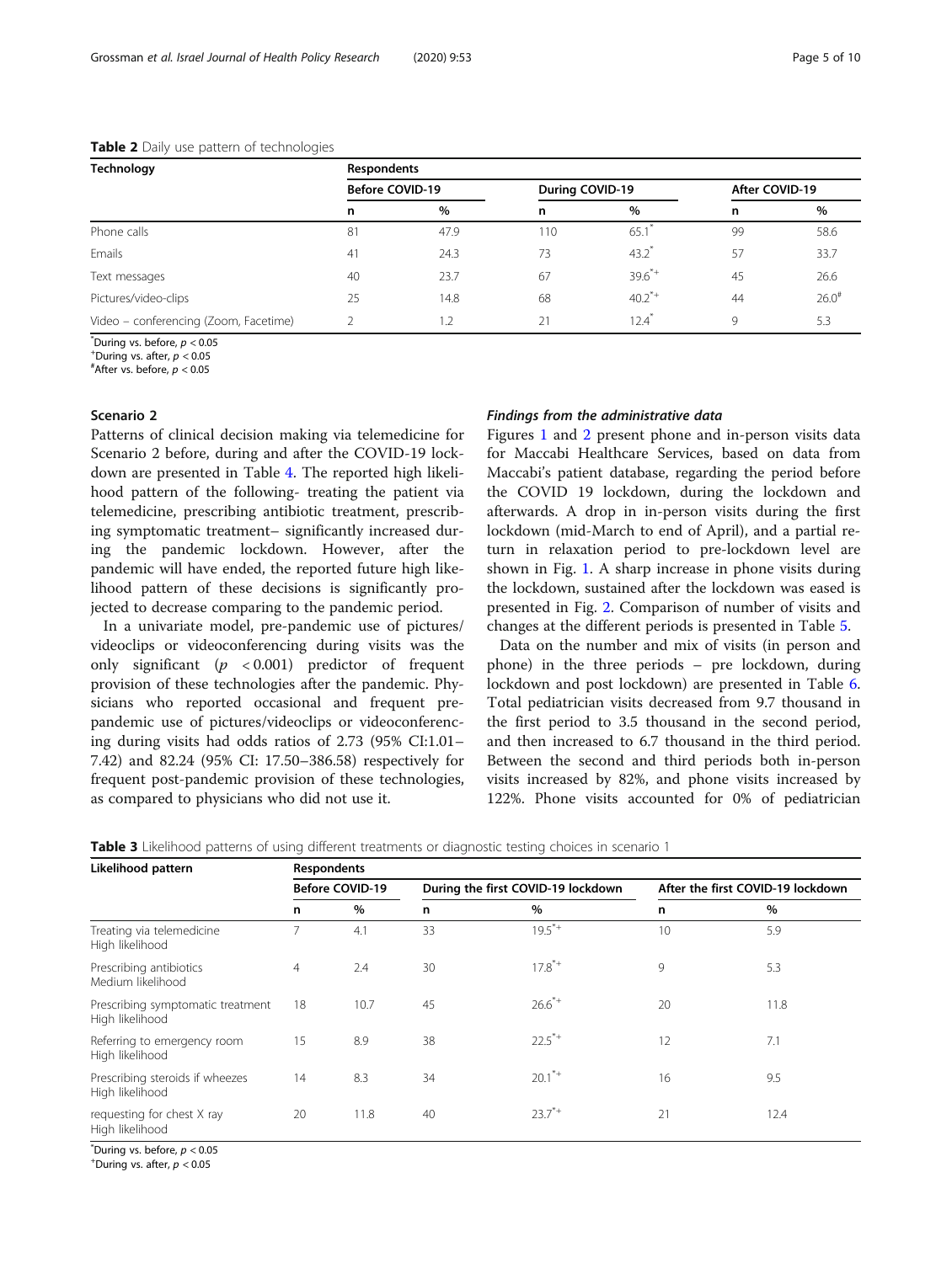**Table 2** Daily use pattern of technologies

| Technology | Respondents | | | | | |
|---|---|---|---|---|---|---|
| | Before COVID-19 | | During COVID-19 | | After COVID-19 | |
| | n | % | n | % | n | % |
| Phone calls | 81 | 47.9 | 110 | 65.1* | 99 | 58.6 |
| Emails | 41 | 24.3 | 73 | 43.2* | 57 | 33.7 |
| Text messages | 40 | 23.7 | 67 | 39.6*+ | 45 | 26.6 |
| Pictures/video-clips | 25 | 14.8 | 68 | 40.2*+ | 44 | 26.0# |
| Video – conferencing (Zoom, Facetime) | 2 | 1.2 | 21 | 12.4* | 9 | 5.3 |

*During vs. before, $p < 0.05$
+During vs. after, $p < 0.05$
#After vs. before, $p < 0.05$

### Scenario 2

Patterns of clinical decision making via telemedicine for Scenario 2 before, during and after the COVID-19 lockdown are presented in Table 4. The reported high likelihood pattern of the following- treating the patient via telemedicine, prescribing antibiotic treatment, prescribing symptomatic treatment– significantly increased during the pandemic lockdown. However, after the pandemic will have ended, the reported future high likelihood pattern of these decisions is significantly projected to decrease comparing to the pandemic period.

In a univariate model, pre-pandemic use of pictures/videoclips or videoconferencing during visits was the only significant ($p < 0.001$) predictor of frequent provision of these technologies after the pandemic. Physicians who reported occasional and frequent pre-pandemic use of pictures/videoclips or videoconferencing during visits had odds ratios of 2.73 (95% CI:1.01–7.42) and 82.24 (95% CI: 17.50–386.58) respectively for frequent post-pandemic provision of these technologies, as compared to physicians who did not use it.

#### *Findings from the administrative data*

Figures 1 and 2 present phone and in-person visits data for Maccabi Healthcare Services, based on data from Maccabi's patient database, regarding the period before the COVID 19 lockdown, during the lockdown and afterwards. A drop in in-person visits during the first lockdown (mid-March to end of April), and a partial return in relaxation period to pre-lockdown level are shown in Fig. 1. A sharp increase in phone visits during the lockdown, sustained after the lockdown was eased is presented in Fig. 2. Comparison of number of visits and changes at the different periods is presented in Table 5.

Data on the number and mix of visits (in person and phone) in the three periods – pre lockdown, during lockdown and post lockdown) are presented in Table 6. Total pediatrician visits decreased from 9.7 thousand in the first period to 3.5 thousand in the second period, and then increased to 6.7 thousand in the third period. Between the second and third periods both in-person visits increased by 82%, and phone visits increased by 122%. Phone visits accounted for 0% of pediatrician

**Table 3** Likelihood patterns of using different treatments or diagnostic testing choices in scenario 1

| Likelihood pattern | Respondents | | | | | |
|---|---|---|---|---|---|---|
| | Before COVID-19 | | During the first COVID-19 lockdown | | After the first COVID-19 lockdown | |
| | n | % | n | % | n | % |
| Treating via telemedicine High likelihood | 7 | 4.1 | 33 | 19.5*+ | 10 | 5.9 |
| Prescribing antibiotics Medium likelihood | 4 | 2.4 | 30 | 17.8*+ | 9 | 5.3 |
| Prescribing symptomatic treatment High likelihood | 18 | 10.7 | 45 | 26.6*+ | 20 | 11.8 |
| Referring to emergency room High likelihood | 15 | 8.9 | 38 | 22.5*+ | 12 | 7.1 |
| Prescribing steroids if wheezes High likelihood | 14 | 8.3 | 34 | 20.1*+ | 16 | 9.5 |
| requesting for chest X ray High likelihood | 20 | 11.8 | 40 | 23.7*+ | 21 | 12.4 |

*During vs. before, $p < 0.05$
+During vs. after, $p < 0.05$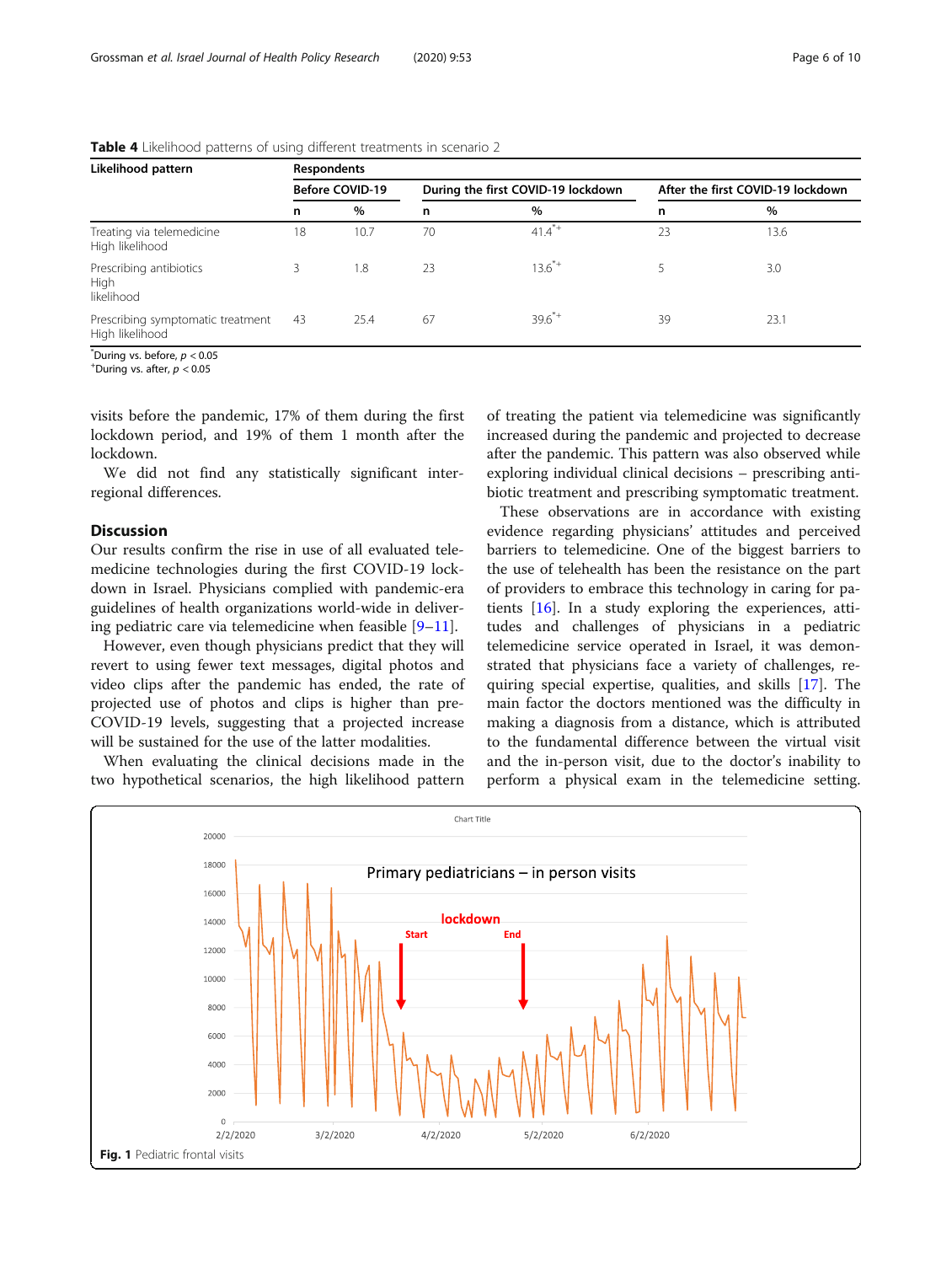**Table 4** Likelihood patterns of using different treatments in scenario 2

| Likelihood pattern | Respondents | | | | | |
|---|---|---|---|---|---|---|
| | Before COVID-19 | | During the first COVID-19 lockdown | | After the first COVID-19 lockdown | |
| | n | % | n | % | n | % |
| Treating via telemedicine High likelihood | 18 | 10.7 | 70 | 41.4[*+] | 23 | 13.6 |
| Prescribing antibiotics High likelihood | 3 | 1.8 | 23 | 13.6[*+] | 5 | 3.0 |
| Prescribing symptomatic treatment High likelihood | 43 | 25.4 | 67 | 39.6[*+] | 39 | 23.1 |

[*]During vs. before, $p < 0.05$
[+]During vs. after, $p < 0.05$

visits before the pandemic, 17% of them during the first lockdown period, and 19% of them 1 month after the lockdown.

We did not find any statistically significant inter-regional differences.

## Discussion

Our results confirm the rise in use of all evaluated telemedicine technologies during the first COVID-19 lockdown in Israel. Physicians complied with pandemic-era guidelines of health organizations world-wide in delivering pediatric care via telemedicine when feasible [9–11].

However, even though physicians predict that they will revert to using fewer text messages, digital photos and video clips after the pandemic has ended, the rate of projected use of photos and clips is higher than pre-COVID-19 levels, suggesting that a projected increase will be sustained for the use of the latter modalities.

When evaluating the clinical decisions made in the two hypothetical scenarios, the high likelihood pattern of treating the patient via telemedicine was significantly increased during the pandemic and projected to decrease after the pandemic. This pattern was also observed while exploring individual clinical decisions – prescribing antibiotic treatment and prescribing symptomatic treatment.

These observations are in accordance with existing evidence regarding physicians' attitudes and perceived barriers to telemedicine. One of the biggest barriers to the use of telehealth has been the resistance on the part of providers to embrace this technology in caring for patients [16]. In a study exploring the experiences, attitudes and challenges of physicians in a pediatric telemedicine service operated in Israel, it was demonstrated that physicians face a variety of challenges, requiring special expertise, qualities, and skills [17]. The main factor the doctors mentioned was the difficulty in making a diagnosis from a distance, which is attributed to the fundamental difference between the virtual visit and the in-person visit, due to the doctor's inability to perform a physical exam in the telemedicine setting.

**Fig. 1** Pediatric frontal visits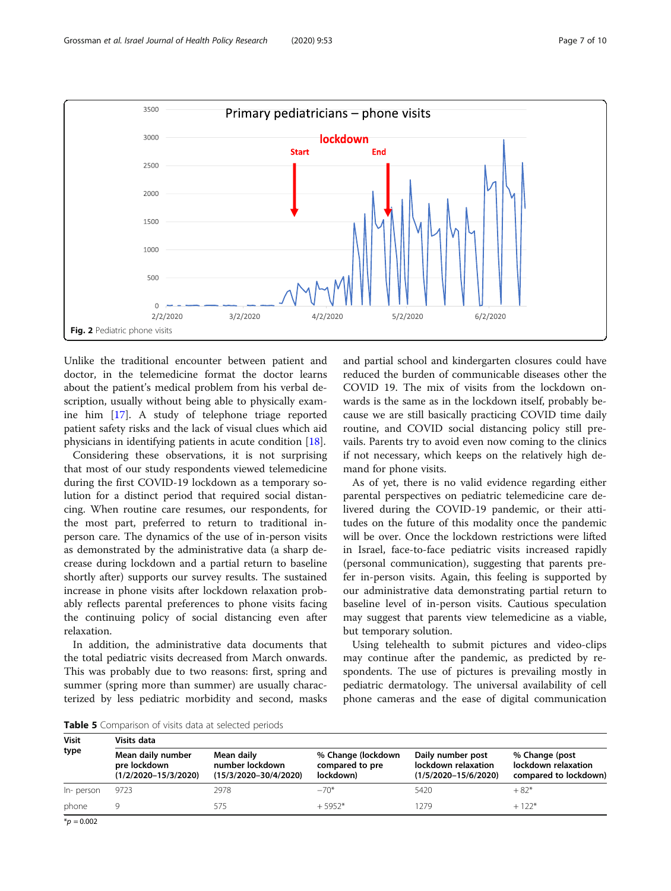Fig. 2 Pediatric phone visits

Unlike the traditional encounter between patient and doctor, in the telemedicine format the doctor learns about the patient's medical problem from his verbal description, usually without being able to physically examine him [17]. A study of telephone triage reported patient safety risks and the lack of visual clues which aid physicians in identifying patients in acute condition [18].

Considering these observations, it is not surprising that most of our study respondents viewed telemedicine during the first COVID-19 lockdown as a temporary solution for a distinct period that required social distancing. When routine care resumes, our respondents, for the most part, preferred to return to traditional in-person care. The dynamics of the use of in-person visits as demonstrated by the administrative data (a sharp decrease during lockdown and a partial return to baseline shortly after) supports our survey results. The sustained increase in phone visits after lockdown relaxation probably reflects parental preferences to phone visits facing the continuing policy of social distancing even after relaxation.

In addition, the administrative data documents that the total pediatric visits decreased from March onwards. This was probably due to two reasons: first, spring and summer (spring more than summer) are usually characterized by less pediatric morbidity and second, masks and partial school and kindergarten closures could have reduced the burden of communicable diseases other the COVID 19. The mix of visits from the lockdown onwards is the same as in the lockdown itself, probably because we are still basically practicing COVID time daily routine, and COVID social distancing policy still prevails. Parents try to avoid even now coming to the clinics if not necessary, which keeps on the relatively high demand for phone visits.

As of yet, there is no valid evidence regarding either parental perspectives on pediatric telemedicine care delivered during the COVID-19 pandemic, or their attitudes on the future of this modality once the pandemic will be over. Once the lockdown restrictions were lifted in Israel, face-to-face pediatric visits increased rapidly (personal communication), suggesting that parents prefer in-person visits. Again, this feeling is supported by our administrative data demonstrating partial return to baseline level of in-person visits. Cautious speculation may suggest that parents view telemedicine as a viable, but temporary solution.

Using telehealth to submit pictures and video-clips may continue after the pandemic, as predicted by respondents. The use of pictures is prevailing mostly in pediatric dermatology. The universal availability of cell phone cameras and the ease of digital communication

**Table 5** Comparison of visits data at selected periods

| Visit type | Visits data | | | | |
|---|---|---|---|---|---|
| | Mean daily number pre lockdown (1/2/2020–15/3/2020) | Mean daily number lockdown (15/3/2020–30/4/2020) | % Change (lockdown compared to pre lockdown) | Daily number post lockdown relaxation (1/5/2020–15/6/2020) | % Change (post lockdown relaxation compared to lockdown) |
| In- person | 9723 | 2978 | −70* | 5420 | + 82* |
| phone | 9 | 575 | + 5952* | 1279 | + 122* |

*$p = 0.002$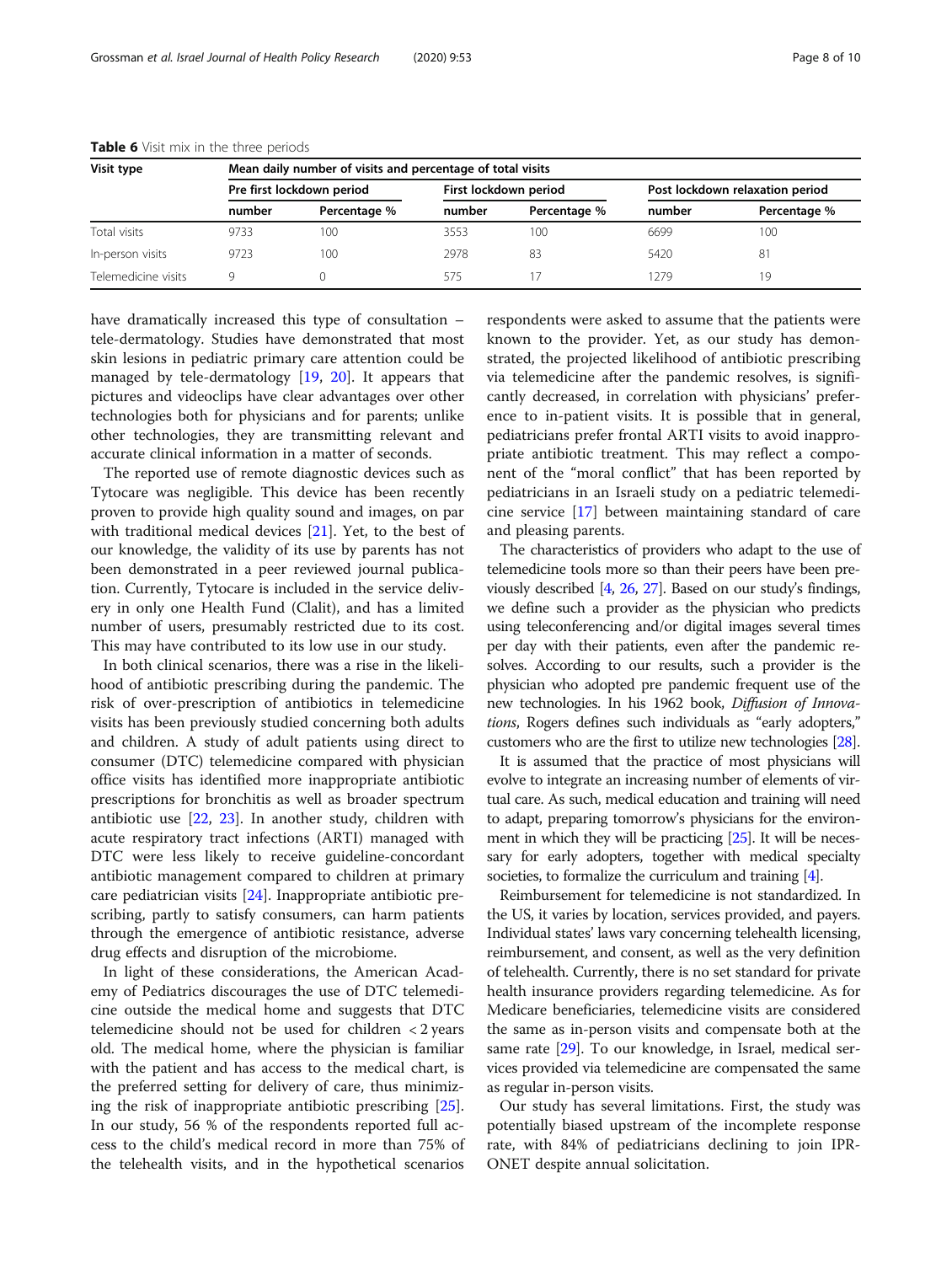**Table 6** Visit mix in the three periods

| Visit type | Mean daily number of visits and percentage of total visits | | | | | |
|---|---|---|---|---|---|---|
| | Pre first lockdown period | | First lockdown period | | Post lockdown relaxation period | |
| | number | Percentage % | number | Percentage % | number | Percentage % |
| Total visits | 9733 | 100 | 3553 | 100 | 6699 | 100 |
| In-person visits | 9723 | 100 | 2978 | 83 | 5420 | 81 |
| Telemedicine visits | 9 | 0 | 575 | 17 | 1279 | 19 |

have dramatically increased this type of consultation – tele-dermatology. Studies have demonstrated that most skin lesions in pediatric primary care attention could be managed by tele-dermatology [19, 20]. It appears that pictures and videoclips have clear advantages over other technologies both for physicians and for parents; unlike other technologies, they are transmitting relevant and accurate clinical information in a matter of seconds.

The reported use of remote diagnostic devices such as Tytocare was negligible. This device has been recently proven to provide high quality sound and images, on par with traditional medical devices [21]. Yet, to the best of our knowledge, the validity of its use by parents has not been demonstrated in a peer reviewed journal publication. Currently, Tytocare is included in the service delivery in only one Health Fund (Clalit), and has a limited number of users, presumably restricted due to its cost. This may have contributed to its low use in our study.

In both clinical scenarios, there was a rise in the likelihood of antibiotic prescribing during the pandemic. The risk of over-prescription of antibiotics in telemedicine visits has been previously studied concerning both adults and children. A study of adult patients using direct to consumer (DTC) telemedicine compared with physician office visits has identified more inappropriate antibiotic prescriptions for bronchitis as well as broader spectrum antibiotic use [22, 23]. In another study, children with acute respiratory tract infections (ARTI) managed with DTC were less likely to receive guideline-concordant antibiotic management compared to children at primary care pediatrician visits [24]. Inappropriate antibiotic prescribing, partly to satisfy consumers, can harm patients through the emergence of antibiotic resistance, adverse drug effects and disruption of the microbiome.

In light of these considerations, the American Academy of Pediatrics discourages the use of DTC telemedicine outside the medical home and suggests that DTC telemedicine should not be used for children < 2 years old. The medical home, where the physician is familiar with the patient and has access to the medical chart, is the preferred setting for delivery of care, thus minimizing the risk of inappropriate antibiotic prescribing [25]. In our study, 56 % of the respondents reported full access to the child's medical record in more than 75% of the telehealth visits, and in the hypothetical scenarios respondents were asked to assume that the patients were known to the provider. Yet, as our study has demonstrated, the projected likelihood of antibiotic prescribing via telemedicine after the pandemic resolves, is significantly decreased, in correlation with physicians' preference to in-patient visits. It is possible that in general, pediatricians prefer frontal ARTI visits to avoid inappropriate antibiotic treatment. This may reflect a component of the "moral conflict" that has been reported by pediatricians in an Israeli study on a pediatric telemedicine service [17] between maintaining standard of care and pleasing parents.

The characteristics of providers who adapt to the use of telemedicine tools more so than their peers have been previously described [4, 26, 27]. Based on our study's findings, we define such a provider as the physician who predicts using teleconferencing and/or digital images several times per day with their patients, even after the pandemic resolves. According to our results, such a provider is the physician who adopted pre pandemic frequent use of the new technologies. In his 1962 book, *Diffusion of Innovations*, Rogers defines such individuals as "early adopters," customers who are the first to utilize new technologies [28].

It is assumed that the practice of most physicians will evolve to integrate an increasing number of elements of virtual care. As such, medical education and training will need to adapt, preparing tomorrow's physicians for the environment in which they will be practicing [25]. It will be necessary for early adopters, together with medical specialty societies, to formalize the curriculum and training [4].

Reimbursement for telemedicine is not standardized. In the US, it varies by location, services provided, and payers. Individual states' laws vary concerning telehealth licensing, reimbursement, and consent, as well as the very definition of telehealth. Currently, there is no set standard for private health insurance providers regarding telemedicine. As for Medicare beneficiaries, telemedicine visits are considered the same as in-person visits and compensate both at the same rate [29]. To our knowledge, in Israel, medical services provided via telemedicine are compensated the same as regular in-person visits.

Our study has several limitations. First, the study was potentially biased upstream of the incomplete response rate, with 84% of pediatricians declining to join IPRONET despite annual solicitation.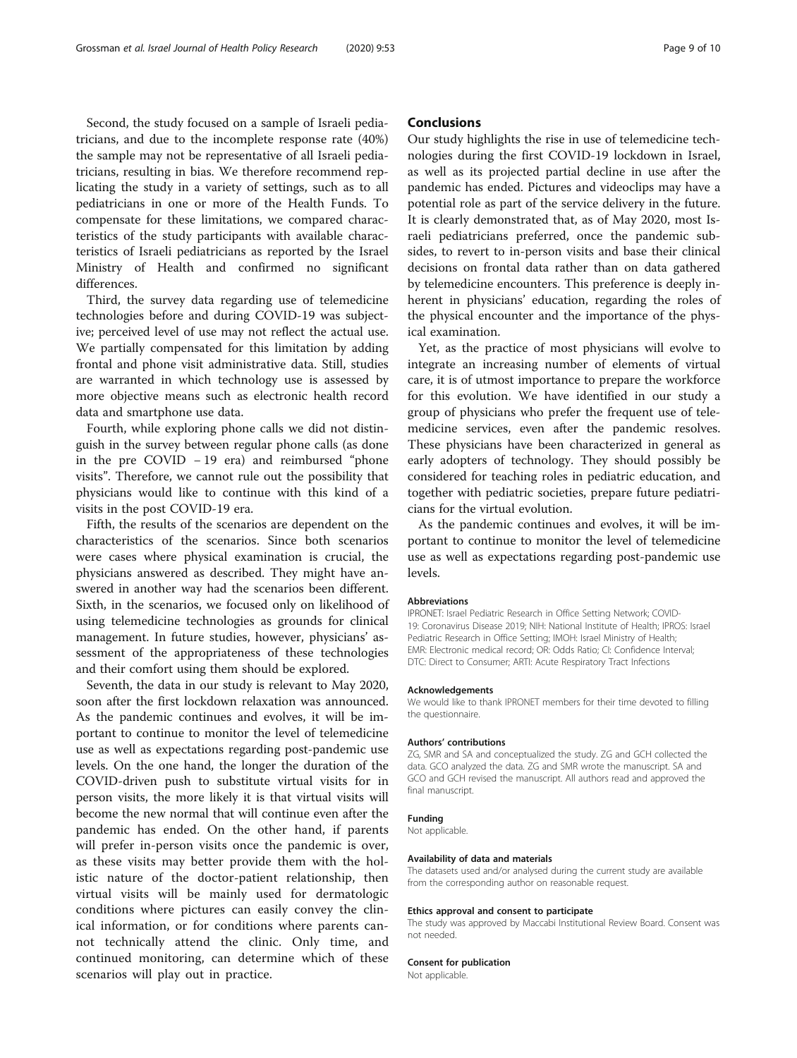Second, the study focused on a sample of Israeli pediatricians, and due to the incomplete response rate (40%) the sample may not be representative of all Israeli pediatricians, resulting in bias. We therefore recommend replicating the study in a variety of settings, such as to all pediatricians in one or more of the Health Funds. To compensate for these limitations, we compared characteristics of the study participants with available characteristics of Israeli pediatricians as reported by the Israel Ministry of Health and confirmed no significant differences.

Third, the survey data regarding use of telemedicine technologies before and during COVID-19 was subjective; perceived level of use may not reflect the actual use. We partially compensated for this limitation by adding frontal and phone visit administrative data. Still, studies are warranted in which technology use is assessed by more objective means such as electronic health record data and smartphone use data.

Fourth, while exploring phone calls we did not distinguish in the survey between regular phone calls (as done in the pre COVID – 19 era) and reimbursed "phone visits". Therefore, we cannot rule out the possibility that physicians would like to continue with this kind of a visits in the post COVID-19 era.

Fifth, the results of the scenarios are dependent on the characteristics of the scenarios. Since both scenarios were cases where physical examination is crucial, the physicians answered as described. They might have answered in another way had the scenarios been different. Sixth, in the scenarios, we focused only on likelihood of using telemedicine technologies as grounds for clinical management. In future studies, however, physicians' assessment of the appropriateness of these technologies and their comfort using them should be explored.

Seventh, the data in our study is relevant to May 2020, soon after the first lockdown relaxation was announced. As the pandemic continues and evolves, it will be important to continue to monitor the level of telemedicine use as well as expectations regarding post-pandemic use levels. On the one hand, the longer the duration of the COVID-driven push to substitute virtual visits for in person visits, the more likely it is that virtual visits will become the new normal that will continue even after the pandemic has ended. On the other hand, if parents will prefer in-person visits once the pandemic is over, as these visits may better provide them with the holistic nature of the doctor-patient relationship, then virtual visits will be mainly used for dermatologic conditions where pictures can easily convey the clinical information, or for conditions where parents cannot technically attend the clinic. Only time, and continued monitoring, can determine which of these scenarios will play out in practice.

## Conclusions

Our study highlights the rise in use of telemedicine technologies during the first COVID-19 lockdown in Israel, as well as its projected partial decline in use after the pandemic has ended. Pictures and videoclips may have a potential role as part of the service delivery in the future. It is clearly demonstrated that, as of May 2020, most Israeli pediatricians preferred, once the pandemic subsides, to revert to in-person visits and base their clinical decisions on frontal data rather than on data gathered by telemedicine encounters. This preference is deeply inherent in physicians' education, regarding the roles of the physical encounter and the importance of the physical examination.

Yet, as the practice of most physicians will evolve to integrate an increasing number of elements of virtual care, it is of utmost importance to prepare the workforce for this evolution. We have identified in our study a group of physicians who prefer the frequent use of telemedicine services, even after the pandemic resolves. These physicians have been characterized in general as early adopters of technology. They should possibly be considered for teaching roles in pediatric education, and together with pediatric societies, prepare future pediatricians for the virtual evolution.

As the pandemic continues and evolves, it will be important to continue to monitor the level of telemedicine use as well as expectations regarding post-pandemic use levels.

#### Abbreviations

IPRONET: Israel Pediatric Research in Office Setting Network; COVID-19: Coronavirus Disease 2019; NIH: National Institute of Health; IPROS: Israel Pediatric Research in Office Setting; IMOH: Israel Ministry of Health; EMR: Electronic medical record; OR: Odds Ratio; CI: Confidence Interval; DTC: Direct to Consumer; ARTI: Acute Respiratory Tract Infections

#### Acknowledgements

We would like to thank IPRONET members for their time devoted to filling the questionnaire.

#### Authors' contributions

ZG, SMR and SA and conceptualized the study. ZG and GCH collected the data. GCO analyzed the data. ZG and SMR wrote the manuscript. SA and GCO and GCH revised the manuscript. All authors read and approved the final manuscript.

#### Funding

Not applicable.

#### Availability of data and materials

The datasets used and/or analysed during the current study are available from the corresponding author on reasonable request.

#### Ethics approval and consent to participate

The study was approved by Maccabi Institutional Review Board. Consent was not needed.

#### Consent for publication

Not applicable.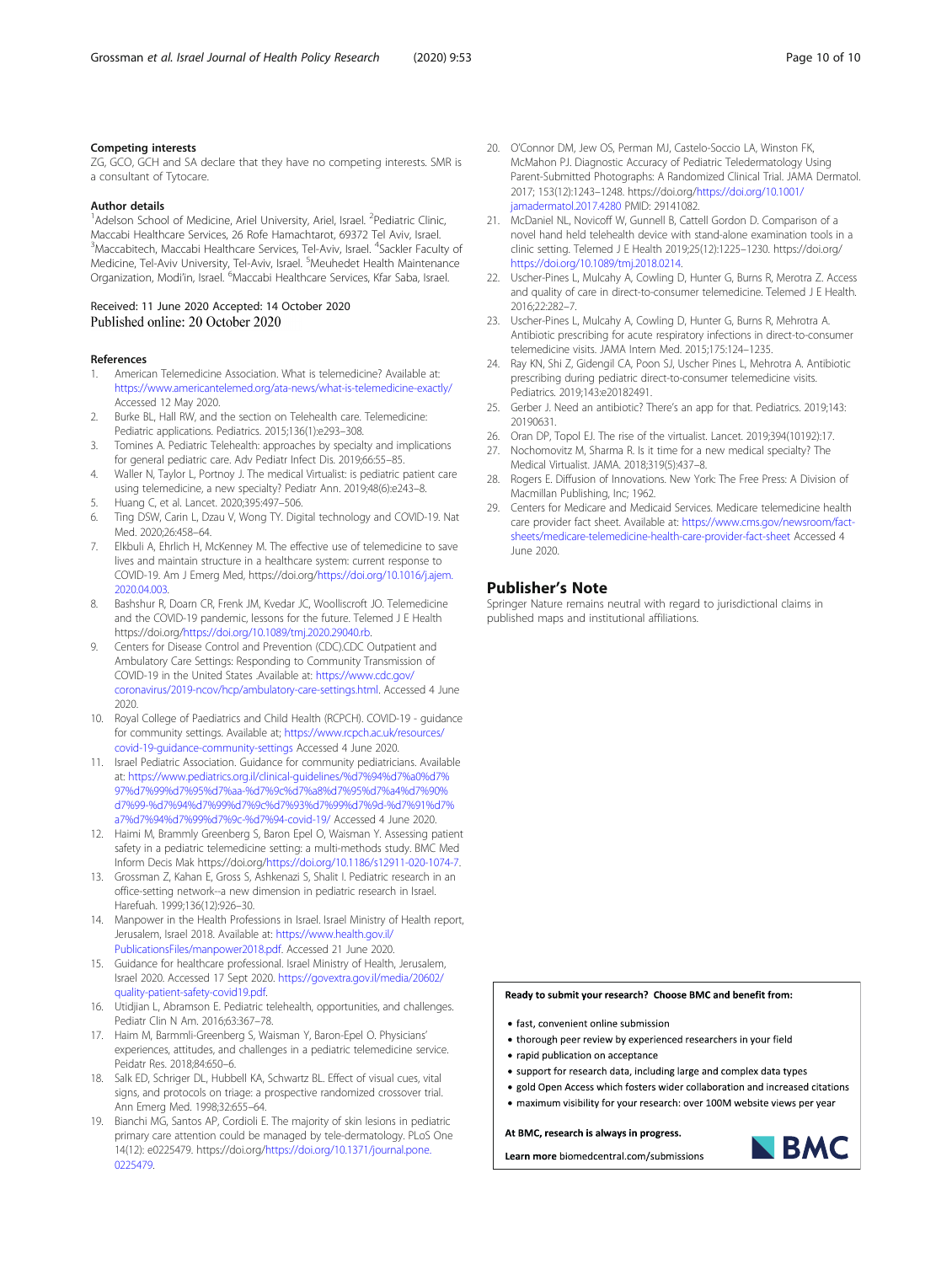### Competing interests

ZG, GCO, GCH and SA declare that they have no competing interests. SMR is a consultant of Tytocare.

### Author details

[1]Adelson School of Medicine, Ariel University, Ariel, Israel. [2]Pediatric Clinic, Maccabi Healthcare Services, 26 Rofe Hamachtarot, 69372 Tel Aviv, Israel. [3]Maccabitech, Maccabi Healthcare Services, Tel-Aviv, Israel. [4]Sackler Faculty of Medicine, Tel-Aviv University, Tel-Aviv, Israel. [5]Meuhedet Health Maintenance Organization, Modi'in, Israel. [6]Maccabi Healthcare Services, Kfar Saba, Israel.

Received: 11 June 2020 Accepted: 14 October 2020
Published online: 20 October 2020

### References

1. American Telemedicine Association. What is telemedicine? Available at: https://www.americantelemed.org/ata-news/what-is-telemedicine-exactly/ Accessed 12 May 2020.
2. Burke BL, Hall RW, and the section on Telehealth care. Telemedicine: Pediatric applications. Pediatrics. 2015;136(1):e293–308.
3. Tomines A. Pediatric Telehealth: approaches by specialty and implications for general pediatric care. Adv Pediatr Infect Dis. 2019;66:55–85.
4. Waller N, Taylor L, Portnoy J. The medical Virtualist: is pediatric patient care using telemedicine, a new specialty? Pediatr Ann. 2019;48(6):e243–8.
5. Huang C, et al. Lancet. 2020;395:497–506.
6. Ting DSW, Carin L, Dzau V, Wong TY. Digital technology and COVID-19. Nat Med. 2020;26:458–64.
7. Elkbuli A, Ehrlich H, McKenney M. The effective use of telemedicine to save lives and maintain structure in a healthcare system: current response to COVID-19. Am J Emerg Med, https://doi.org/https://doi.org/10.1016/j.ajem.2020.04.003.
8. Bashshur R, Doarn CR, Frenk JM, Kvedar JC, Woolliscroft JO. Telemedicine and the COVID-19 pandemic, lessons for the future. Telemed J E Health https://doi.org/https://doi.org/10.1089/tmj.2020.29040.rb.
9. Centers for Disease Control and Prevention (CDC).CDC Outpatient and Ambulatory Care Settings: Responding to Community Transmission of COVID-19 in the United States .Available at: https://www.cdc.gov/coronavirus/2019-ncov/hcp/ambulatory-care-settings.html. Accessed 4 June 2020.
10. Royal College of Paediatrics and Child Health (RCPCH). COVID-19 - guidance for community settings. Available at; https://www.rcpch.ac.uk/resources/covid-19-guidance-community-settings Accessed 4 June 2020.
11. Israel Pediatric Association. Guidance for community pediatricians. Available at: https://www.pediatrics.org.il/clinical-guidelines/%d7%94%d7%a0%d7%97%d7%99%d7%95%d7%aa-%d7%9c%d7%a8%d7%95%d7%a4%d7%90%d7%99-%d7%94%d7%99%d7%9c%d7%93%d7%99%d7%9d-%d7%91%d7%a7%d7%94%d7%99%d7%9c-%d7%94-covid-19/ Accessed 4 June 2020.
12. Haimi M, Brammly Greenberg S, Baron Epel O, Waisman Y. Assessing patient safety in a pediatric telemedicine setting: a multi-methods study. BMC Med Inform Decis Mak https://doi.org/https://doi.org/10.1186/s12911-020-1074-7.
13. Grossman Z, Kahan E, Gross S, Ashkenazi S, Shalit I. Pediatric research in an office-setting network--a new dimension in pediatric research in Israel. Harefuah. 1999;136(12):926–30.
14. Manpower in the Health Professions in Israel. Israel Ministry of Health report, Jerusalem, Israel 2018. Available at: https://www.health.gov.il/PublicationsFiles/manpower2018.pdf. Accessed 21 June 2020.
15. Guidance for healthcare professional. Israel Ministry of Health, Jerusalem, Israel 2020. Accessed 17 Sept 2020. https://govextra.gov.il/media/20602/quality-patient-safety-covid19.pdf.
16. Utidjian L, Abramson E. Pediatric telehealth, opportunities, and challenges. Pediatr Clin N Am. 2016;63:367–78.
17. Haim M, Barmmli-Greenberg S, Waisman Y, Baron-Epel O. Physicians' experiences, attitudes, and challenges in a pediatric telemedicine service. Peidatr Res. 2018;84:650–6.
18. Salk ED, Schriger DL, Hubbell KA, Schwartz BL. Effect of visual cues, vital signs, and protocols on triage: a prospective randomized crossover trial. Ann Emerg Med. 1998;32:655–64.
19. Bianchi MG, Santos AP, Cordioli E. The majority of skin lesions in pediatric primary care attention could be managed by tele-dermatology. PLoS One 14(12): e0225479. https://doi.org/https://doi.org/10.1371/journal.pone.0225479.
20. O'Connor DM, Jew OS, Perman MJ, Castelo-Soccio LA, Winston FK, McMahon PJ. Diagnostic Accuracy of Pediatric Teledermatology Using Parent-Submitted Photographs: A Randomized Clinical Trial. JAMA Dermatol. 2017; 153(12):1243–1248. https://doi.org/https://doi.org/10.1001/jamadermatol.2017.4280 PMID: 29141082.
21. McDaniel NL, Novicoff W, Gunnell B, Cattell Gordon D. Comparison of a novel hand held telehealth device with stand-alone examination tools in a clinic setting. Telemed J E Health 2019;25(12):1225–1230. https://doi.org/https://doi.org/10.1089/tmj.2018.0214.
22. Uscher-Pines L, Mulcahy A, Cowling D, Hunter G, Burns R, Merotra Z. Access and quality of care in direct-to-consumer telemedicine. Telemed J E Health. 2016;22:282–7.
23. Uscher-Pines L, Mulcahy A, Cowling D, Hunter G, Burns R, Mehrotra A. Antibiotic prescribing for acute respiratory infections in direct-to-consumer telemedicine visits. JAMA Intern Med. 2015;175:124–1235.
24. Ray KN, Shi Z, Gidengil CA, Poon SJ, Uscher Pines L, Mehrotra A. Antibiotic prescribing during pediatric direct-to-consumer telemedicine visits. Pediatrics. 2019;143:e20182491.
25. Gerber J. Need an antibiotic? There's an app for that. Pediatrics. 2019;143: 20190631.
26. Oran DP, Topol EJ. The rise of the virtualist. Lancet. 2019;394(10192):17.
27. Nochomovitz M, Sharma R. Is it time for a new medical specialty? The Medical Virtualist. JAMA. 2018;319(5):437–8.
28. Rogers E. Diffusion of Innovations. New York: The Free Press: A Division of Macmillan Publishing, Inc; 1962.
29. Centers for Medicare and Medicaid Services. Medicare telemedicine health care provider fact sheet. Available at: https://www.cms.gov/newsroom/fact-sheets/medicare-telemedicine-health-care-provider-fact-sheet Accessed 4 June 2020.

## Publisher's Note

Springer Nature remains neutral with regard to jurisdictional claims in published maps and institutional affiliations.

**Ready to submit your research? Choose BMC and benefit from:**

- fast, convenient online submission
- thorough peer review by experienced researchers in your field
- rapid publication on acceptance
- support for research data, including large and complex data types
- gold Open Access which fosters wider collaboration and increased citations
- maximum visibility for your research: over 100M website views per year

**At BMC, research is always in progress.**

**Learn more** biomedcentral.com/submissions

BMC